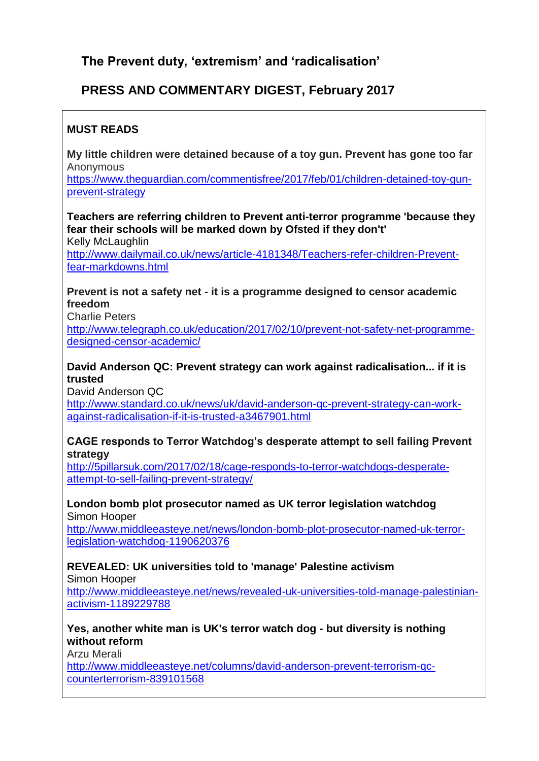# The Prevent duty, 'extremism' and 'radicalisation'

## PRESS AND COMMENTARY DIGEST, February 2017

### MUST READS

**My little children were detained because of a toy gun. Prevent has gone too far**
Anonymous
https://www.theguardian.com/commentisfree/2017/feb/01/children-detained-toy-gun-prevent-strategy

**Teachers are referring children to Prevent anti-terror programme 'because they fear their schools will be marked down by Ofsted if they don't'**
Kelly McLaughlin
http://www.dailymail.co.uk/news/article-4181348/Teachers-refer-children-Prevent-fear-markdowns.html

**Prevent is not a safety net - it is a programme designed to censor academic freedom**
Charlie Peters
http://www.telegraph.co.uk/education/2017/02/10/prevent-not-safety-net-programme-designed-censor-academic/

**David Anderson QC: Prevent strategy can work against radicalisation... if it is trusted**
David Anderson QC
http://www.standard.co.uk/news/uk/david-anderson-qc-prevent-strategy-can-work-against-radicalisation-if-it-is-trusted-a3467901.html

**CAGE responds to Terror Watchdog's desperate attempt to sell failing Prevent strategy**
http://5pillarsuk.com/2017/02/18/cage-responds-to-terror-watchdogs-desperate-attempt-to-sell-failing-prevent-strategy/

**London bomb plot prosecutor named as UK terror legislation watchdog**
Simon Hooper
http://www.middleeasteye.net/news/london-bomb-plot-prosecutor-named-uk-terror-legislation-watchdog-1190620376

**REVEALED: UK universities told to 'manage' Palestine activism**
Simon Hooper
http://www.middleeasteye.net/news/revealed-uk-universities-told-manage-palestinian-activism-1189229788

**Yes, another white man is UK's terror watch dog - but diversity is nothing without reform**
Arzu Merali
http://www.middleeasteye.net/columns/david-anderson-prevent-terrorism-qc-counterterrorism-839101568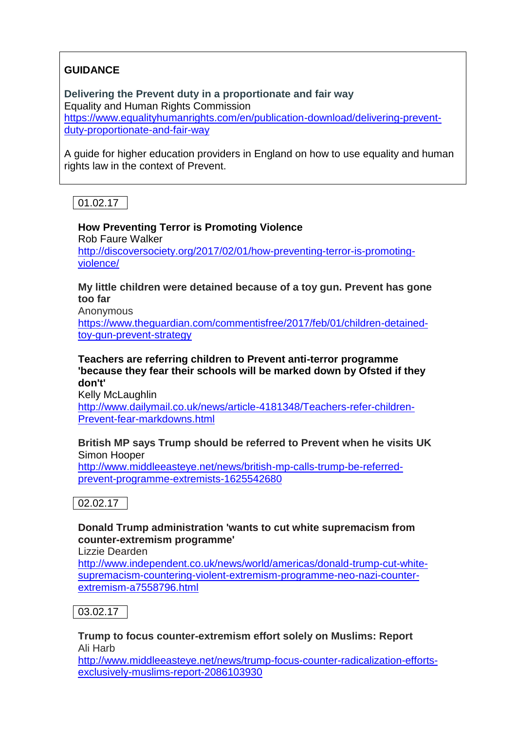**GUIDANCE**

**Delivering the Prevent duty in a proportionate and fair way**
Equality and Human Rights Commission
https://www.equalityhumanrights.com/en/publication-download/delivering-prevent-duty-proportionate-and-fair-way

A guide for higher education providers in England on how to use equality and human rights law in the context of Prevent.

01.02.17

**How Preventing Terror is Promoting Violence**
Rob Faure Walker
http://discoversociety.org/2017/02/01/how-preventing-terror-is-promoting-violence/

**My little children were detained because of a toy gun. Prevent has gone too far**
Anonymous
https://www.theguardian.com/commentisfree/2017/feb/01/children-detained-toy-gun-prevent-strategy

**Teachers are referring children to Prevent anti-terror programme 'because they fear their schools will be marked down by Ofsted if they don't'**
Kelly McLaughlin
http://www.dailymail.co.uk/news/article-4181348/Teachers-refer-children-Prevent-fear-markdowns.html

**British MP says Trump should be referred to Prevent when he visits UK**
Simon Hooper
http://www.middleeasteye.net/news/british-mp-calls-trump-be-referred-prevent-programme-extremists-1625542680

02.02.17

**Donald Trump administration 'wants to cut white supremacism from counter-extremism programme'**
Lizzie Dearden
http://www.independent.co.uk/news/world/americas/donald-trump-cut-white-supremacism-countering-violent-extremism-programme-neo-nazi-counter-extremism-a7558796.html

03.02.17

**Trump to focus counter-extremism effort solely on Muslims: Report**
Ali Harb
http://www.middleeasteye.net/news/trump-focus-counter-radicalization-efforts-exclusively-muslims-report-2086103930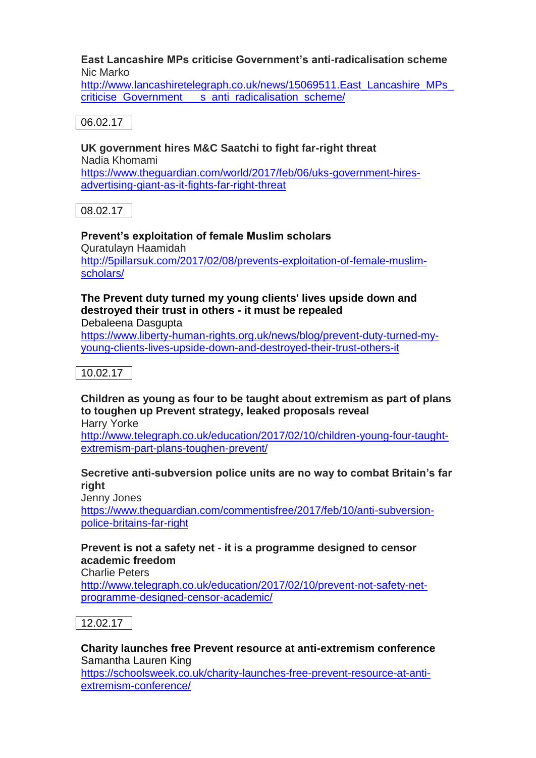**East Lancashire MPs criticise Government's anti-radicalisation scheme**
Nic Marko
[http://www.lancashiretelegraph.co.uk/news/15069511.East_Lancashire_MPs_criticise_Government___s_anti_radicalisation_scheme/](http://www.lancashiretelegraph.co.uk/news/15069511.East_Lancashire_MPs_criticise_Government___s_anti_radicalisation_scheme/)

06.02.17

**UK government hires M&C Saatchi to fight far-right threat**
Nadia Khomami
[https://www.theguardian.com/world/2017/feb/06/uks-government-hires-advertising-giant-as-it-fights-far-right-threat](https://www.theguardian.com/world/2017/feb/06/uks-government-hires-advertising-giant-as-it-fights-far-right-threat)

08.02.17

**Prevent's exploitation of female Muslim scholars**
Quratulayn Haamidah
[http://5pillarsuk.com/2017/02/08/prevents-exploitation-of-female-muslim-scholars/](http://5pillarsuk.com/2017/02/08/prevents-exploitation-of-female-muslim-scholars/)

**The Prevent duty turned my young clients' lives upside down and destroyed their trust in others - it must be repealed**
Debaleena Dasgupta
[https://www.liberty-human-rights.org.uk/news/blog/prevent-duty-turned-my-young-clients-lives-upside-down-and-destroyed-their-trust-others-it](https://www.liberty-human-rights.org.uk/news/blog/prevent-duty-turned-my-young-clients-lives-upside-down-and-destroyed-their-trust-others-it)

10.02.17

**Children as young as four to be taught about extremism as part of plans to toughen up Prevent strategy, leaked proposals reveal**
Harry Yorke
[http://www.telegraph.co.uk/education/2017/02/10/children-young-four-taught-extremism-part-plans-toughen-prevent/](http://www.telegraph.co.uk/education/2017/02/10/children-young-four-taught-extremism-part-plans-toughen-prevent/)

**Secretive anti-subversion police units are no way to combat Britain's far right**
Jenny Jones
[https://www.theguardian.com/commentisfree/2017/feb/10/anti-subversion-police-britains-far-right](https://www.theguardian.com/commentisfree/2017/feb/10/anti-subversion-police-britains-far-right)

**Prevent is not a safety net - it is a programme designed to censor academic freedom**
Charlie Peters
[http://www.telegraph.co.uk/education/2017/02/10/prevent-not-safety-net-programme-designed-censor-academic/](http://www.telegraph.co.uk/education/2017/02/10/prevent-not-safety-net-programme-designed-censor-academic/)

12.02.17

**Charity launches free Prevent resource at anti-extremism conference**
Samantha Lauren King
[https://schoolsweek.co.uk/charity-launches-free-prevent-resource-at-anti-extremism-conference/](https://schoolsweek.co.uk/charity-launches-free-prevent-resource-at-anti-extremism-conference/)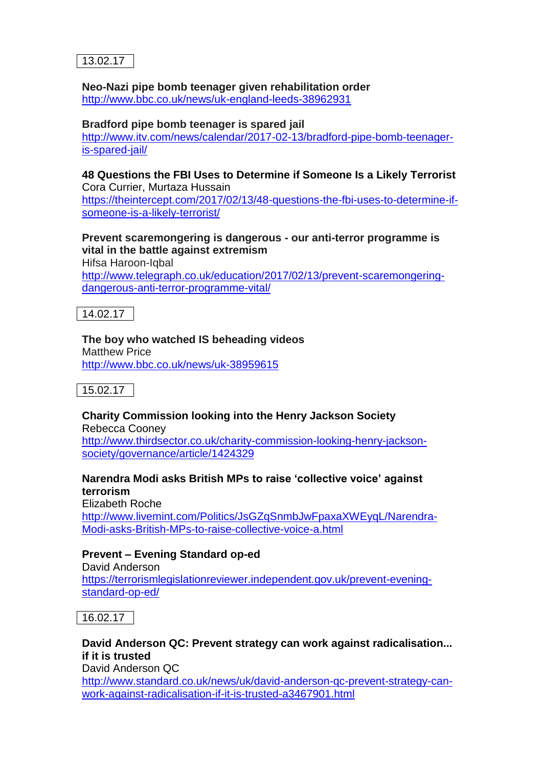13.02.17

**Neo-Nazi pipe bomb teenager given rehabilitation order**
http://www.bbc.co.uk/news/uk-england-leeds-38962931

**Bradford pipe bomb teenager is spared jail**
http://www.itv.com/news/calendar/2017-02-13/bradford-pipe-bomb-teenager-is-spared-jail/

**48 Questions the FBI Uses to Determine if Someone Is a Likely Terrorist**
Cora Currier, Murtaza Hussain
https://theintercept.com/2017/02/13/48-questions-the-fbi-uses-to-determine-if-someone-is-a-likely-terrorist/

**Prevent scaremongering is dangerous - our anti-terror programme is vital in the battle against extremism**
Hifsa Haroon-Iqbal
http://www.telegraph.co.uk/education/2017/02/13/prevent-scaremongering-dangerous-anti-terror-programme-vital/

14.02.17

**The boy who watched IS beheading videos**
Matthew Price
http://www.bbc.co.uk/news/uk-38959615

15.02.17

**Charity Commission looking into the Henry Jackson Society**
Rebecca Cooney
http://www.thirdsector.co.uk/charity-commission-looking-henry-jackson-society/governance/article/1424329

**Narendra Modi asks British MPs to raise 'collective voice' against terrorism**
Elizabeth Roche
http://www.livemint.com/Politics/JsGZqSnmbJwFpaxaXWEyqL/Narendra-Modi-asks-British-MPs-to-raise-collective-voice-a.html

**Prevent – Evening Standard op-ed**
David Anderson
https://terrorismlegislationreviewer.independent.gov.uk/prevent-evening-standard-op-ed/

16.02.17

**David Anderson QC: Prevent strategy can work against radicalisation... if it is trusted**
David Anderson QC
http://www.standard.co.uk/news/uk/david-anderson-qc-prevent-strategy-can-work-against-radicalisation-if-it-is-trusted-a3467901.html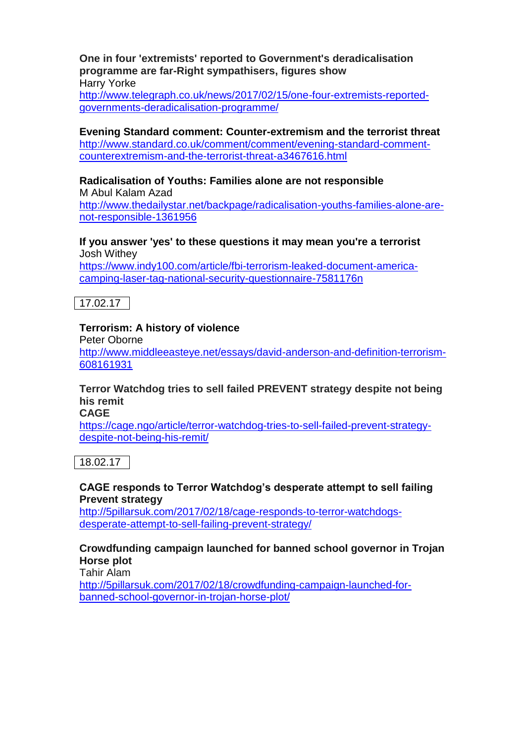**One in four 'extremists' reported to Government's deradicalisation programme are far-Right sympathisers, figures show**
Harry Yorke
http://www.telegraph.co.uk/news/2017/02/15/one-four-extremists-reported-governments-deradicalisation-programme/

**Evening Standard comment: Counter-extremism and the terrorist threat**
http://www.standard.co.uk/comment/comment/evening-standard-comment-counterextremism-and-the-terrorist-threat-a3467616.html

**Radicalisation of Youths: Families alone are not responsible**
M Abul Kalam Azad
http://www.thedailystar.net/backpage/radicalisation-youths-families-alone-are-not-responsible-1361956

**If you answer 'yes' to these questions it may mean you're a terrorist**
Josh Withey
https://www.indy100.com/article/fbi-terrorism-leaked-document-america-camping-laser-tag-national-security-questionnaire-7581176n

17.02.17

**Terrorism: A history of violence**
Peter Oborne
http://www.middleeasteye.net/essays/david-anderson-and-definition-terrorism-608161931

**Terror Watchdog tries to sell failed PREVENT strategy despite not being his remit**
**CAGE**
https://cage.ngo/article/terror-watchdog-tries-to-sell-failed-prevent-strategy-despite-not-being-his-remit/

18.02.17

**CAGE responds to Terror Watchdog's desperate attempt to sell failing Prevent strategy**
http://5pillarsuk.com/2017/02/18/cage-responds-to-terror-watchdogs-desperate-attempt-to-sell-failing-prevent-strategy/

**Crowdfunding campaign launched for banned school governor in Trojan Horse plot**
Tahir Alam
http://5pillarsuk.com/2017/02/18/crowdfunding-campaign-launched-for-banned-school-governor-in-trojan-horse-plot/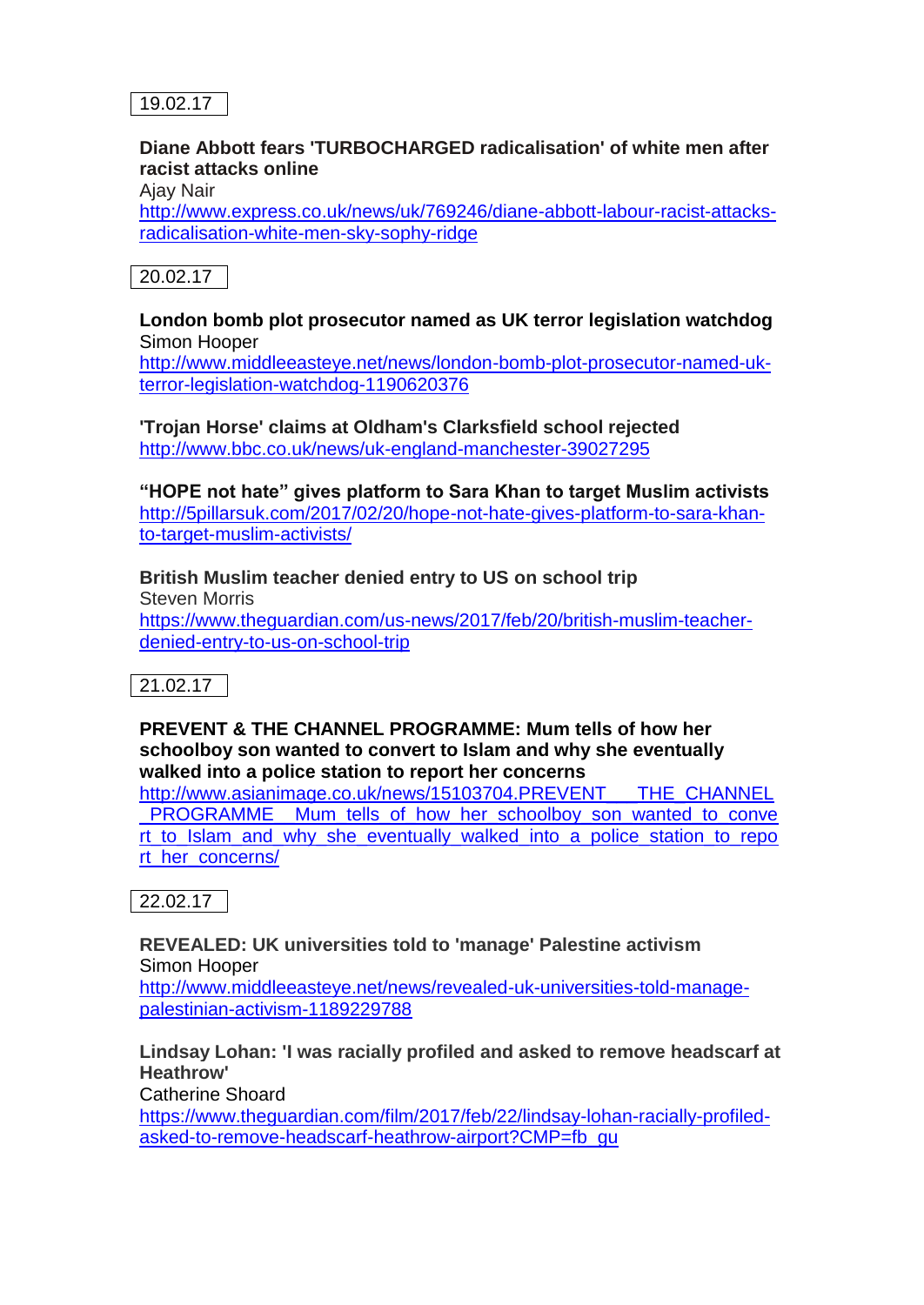19.02.17

**Diane Abbott fears 'TURBOCHARGED radicalisation' of white men after racist attacks online**
Ajay Nair
http://www.express.co.uk/news/uk/769246/diane-abbott-labour-racist-attacks-radicalisation-white-men-sky-sophy-ridge

20.02.17

**London bomb plot prosecutor named as UK terror legislation watchdog**
Simon Hooper
http://www.middleeasteye.net/news/london-bomb-plot-prosecutor-named-uk-terror-legislation-watchdog-1190620376

**'Trojan Horse' claims at Oldham's Clarksfield school rejected**
http://www.bbc.co.uk/news/uk-england-manchester-39027295

**"HOPE not hate" gives platform to Sara Khan to target Muslim activists**
http://5pillarsuk.com/2017/02/20/hope-not-hate-gives-platform-to-sara-khan-to-target-muslim-activists/

**British Muslim teacher denied entry to US on school trip**
Steven Morris
https://www.theguardian.com/us-news/2017/feb/20/british-muslim-teacher-denied-entry-to-us-on-school-trip

21.02.17

**PREVENT & THE CHANNEL PROGRAMME: Mum tells of how her schoolboy son wanted to convert to Islam and why she eventually walked into a police station to report her concerns**
http://www.asianimage.co.uk/news/15103704.PREVENT___THE_CHANNEL_PROGRAMME__Mum_tells_of_how_her_schoolboy_son_wanted_to_convert_to_Islam_and_why_she_eventually_walked_into_a_police_station_to_report_her_concerns/

22.02.17

**REVEALED: UK universities told to 'manage' Palestine activism**
Simon Hooper
http://www.middleeasteye.net/news/revealed-uk-universities-told-manage-palestinian-activism-1189229788

**Lindsay Lohan: 'I was racially profiled and asked to remove headscarf at Heathrow'**
Catherine Shoard
https://www.theguardian.com/film/2017/feb/22/lindsay-lohan-racially-profiled-asked-to-remove-headscarf-heathrow-airport?CMP=fb_gu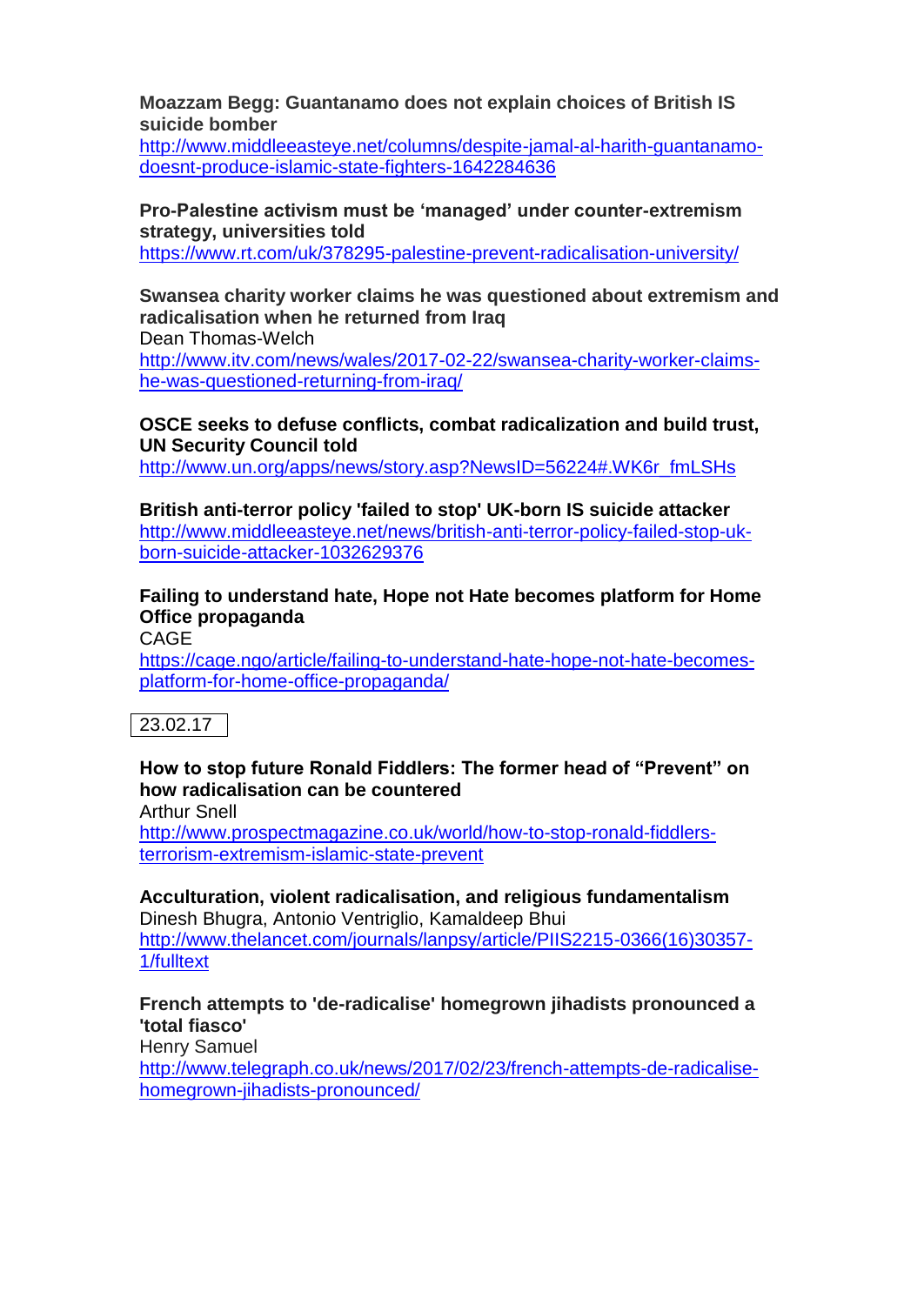**Moazzam Begg: Guantanamo does not explain choices of British IS suicide bomber**
http://www.middleeasteye.net/columns/despite-jamal-al-harith-guantanamo-doesnt-produce-islamic-state-fighters-1642284636

**Pro-Palestine activism must be 'managed' under counter-extremism strategy, universities told**
https://www.rt.com/uk/378295-palestine-prevent-radicalisation-university/

**Swansea charity worker claims he was questioned about extremism and radicalisation when he returned from Iraq**
Dean Thomas-Welch
http://www.itv.com/news/wales/2017-02-22/swansea-charity-worker-claims-he-was-questioned-returning-from-iraq/

**OSCE seeks to defuse conflicts, combat radicalization and build trust, UN Security Council told**
http://www.un.org/apps/news/story.asp?NewsID=56224#.WK6r_fmLSHs

**British anti-terror policy 'failed to stop' UK-born IS suicide attacker**
http://www.middleeasteye.net/news/british-anti-terror-policy-failed-stop-uk-born-suicide-attacker-1032629376

**Failing to understand hate, Hope not Hate becomes platform for Home Office propaganda**
CAGE
https://cage.ngo/article/failing-to-understand-hate-hope-not-hate-becomes-platform-for-home-office-propaganda/

23.02.17

**How to stop future Ronald Fiddlers: The former head of "Prevent" on how radicalisation can be countered**
Arthur Snell
http://www.prospectmagazine.co.uk/world/how-to-stop-ronald-fiddlers-terrorism-extremism-islamic-state-prevent

**Acculturation, violent radicalisation, and religious fundamentalism**
Dinesh Bhugra, Antonio Ventriglio, Kamaldeep Bhui
http://www.thelancet.com/journals/lanpsy/article/PIIS2215-0366(16)30357-1/fulltext

**French attempts to 'de-radicalise' homegrown jihadists pronounced a 'total fiasco'**
Henry Samuel
http://www.telegraph.co.uk/news/2017/02/23/french-attempts-de-radicalise-homegrown-jihadists-pronounced/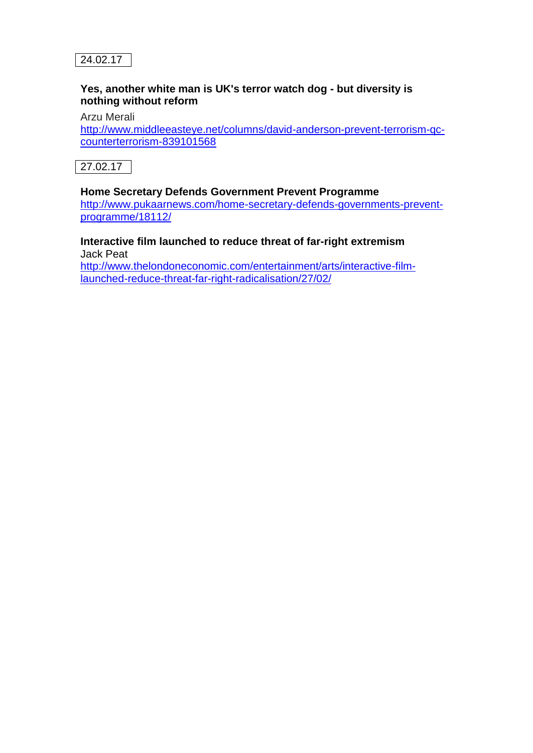24.02.17

**Yes, another white man is UK's terror watch dog - but diversity is nothing without reform**

Arzu Merali

[http://www.middleeasteye.net/columns/david-anderson-prevent-terrorism-qc-counterterrorism-839101568](http://www.middleeasteye.net/columns/david-anderson-prevent-terrorism-qc-counterterrorism-839101568)

27.02.17

**Home Secretary Defends Government Prevent Programme**

[http://www.pukaarnews.com/home-secretary-defends-governments-prevent-programme/18112/](http://www.pukaarnews.com/home-secretary-defends-governments-prevent-programme/18112/)

**Interactive film launched to reduce threat of far-right extremism**

Jack Peat

[http://www.thelondoneconomic.com/entertainment/arts/interactive-film-launched-reduce-threat-far-right-radicalisation/27/02/](http://www.thelondoneconomic.com/entertainment/arts/interactive-film-launched-reduce-threat-far-right-radicalisation/27/02/)